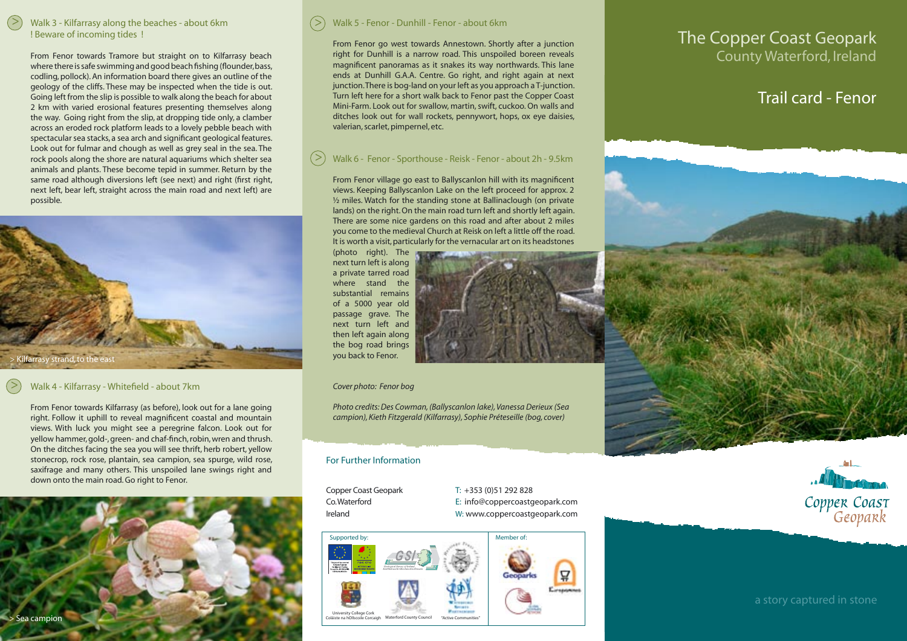## Walk 3 - Kilfarrasy along the beaches - about 6km
! Beware of incoming tides !

From Fenor towards Tramore but straight on to Kilfarrasy beach where there is safe swimming and good beach fishing (flounder, bass, codling, pollock). An information board there gives an outline of the geology of the cliffs. These may be inspected when the tide is out. Going left from the slip is possible to walk along the beach for about 2 km with varied erosional features presenting themselves along the way. Going right from the slip, at dropping tide only, a clamber across an eroded rock platform leads to a lovely pebble beach with spectacular sea stacks, a sea arch and significant geological features. Look out for fulmar and chough as well as grey seal in the sea. The rock pools along the shore are natural aquariums which shelter sea animals and plants. These become tepid in summer. Return by the same road although diversions left (see next) and right (first right, next left, bear left, straight across the main road and next left) are possible.

> Kilfarrasy strand, to the east

## Walk 4 - Kilfarrasy - Whitefield - about 7km

From Fenor towards Kilfarrasy (as before), look out for a lane going right. Follow it uphill to reveal magnificent coastal and mountain views. With luck you might see a peregrine falcon. Look out for yellow hammer, gold-, green- and chaf-finch, robin, wren and thrush. On the ditches facing the sea you will see thrift, herb robert, yellow stonecrop, rock rose, plantain, sea campion, sea spurge, wild rose, saxifrage and many others. This unspoiled lane swings right and down onto the main road. Go right to Fenor.

> Sea campion

## Walk 5 - Fenor - Dunhill - Fenor - about 6km

From Fenor go west towards Annestown. Shortly after a junction right for Dunhill is a narrow road. This unspoiled boreen reveals magnificent panoramas as it snakes its way northwards. This lane ends at Dunhill G.A.A. Centre. Go right, and right again at next junction. There is bog-land on your left as you approach a T-junction. Turn left here for a short walk back to Fenor past the Copper Coast Mini-Farm. Look out for swallow, martin, swift, cuckoo. On walls and ditches look out for wall rockets, pennywort, hops, ox eye daisies, valerian, scarlet, pimpernel, etc.

## Walk 6 - Fenor - Sporthouse - Reisk - Fenor - about 2h - 9.5km

From Fenor village go east to Ballyscanlon hill with its magnificent views. Keeping Ballyscanlon Lake on the left proceed for approx. 2 ½ miles. Watch for the standing stone at Ballinaclough (on private lands) on the right. On the main road turn left and shortly left again. There are some nice gardens on this road and after about 2 miles you come to the medieval Church at Reisk on left a little off the road. It is worth a visit, particularly for the vernacular art on its headstones (photo right). The next turn left is along a private tarred road where stand the substantial remains of a 5000 year old passage grave. The next turn left and then left again along the bog road brings you back to Fenor.

*Cover photo: Fenor bog*

*Photo credits: Des Cowman, (Ballyscanlon lake), Vanessa Derieux (Sea campion), Kieth Fitzgerald (Kilfarrasy), Sophie Préteseille (bog, cover)*

### For Further Information

Copper Coast Geopark
Co.Waterford
Ireland

T: +353 (0)51 292 828
E: info@coppercoastgeopark.com
W: www.coppercoastgeopark.com

Supported by: University College Cork / Coláiste na hOllscoile Corcaigh; Waterford County Council; "Active Communities"

Member of: Geoparks

# The Copper Coast Geopark
County Waterford, Ireland

## Trail card - Fenor

Copper Coast Geopark

a story captured in stone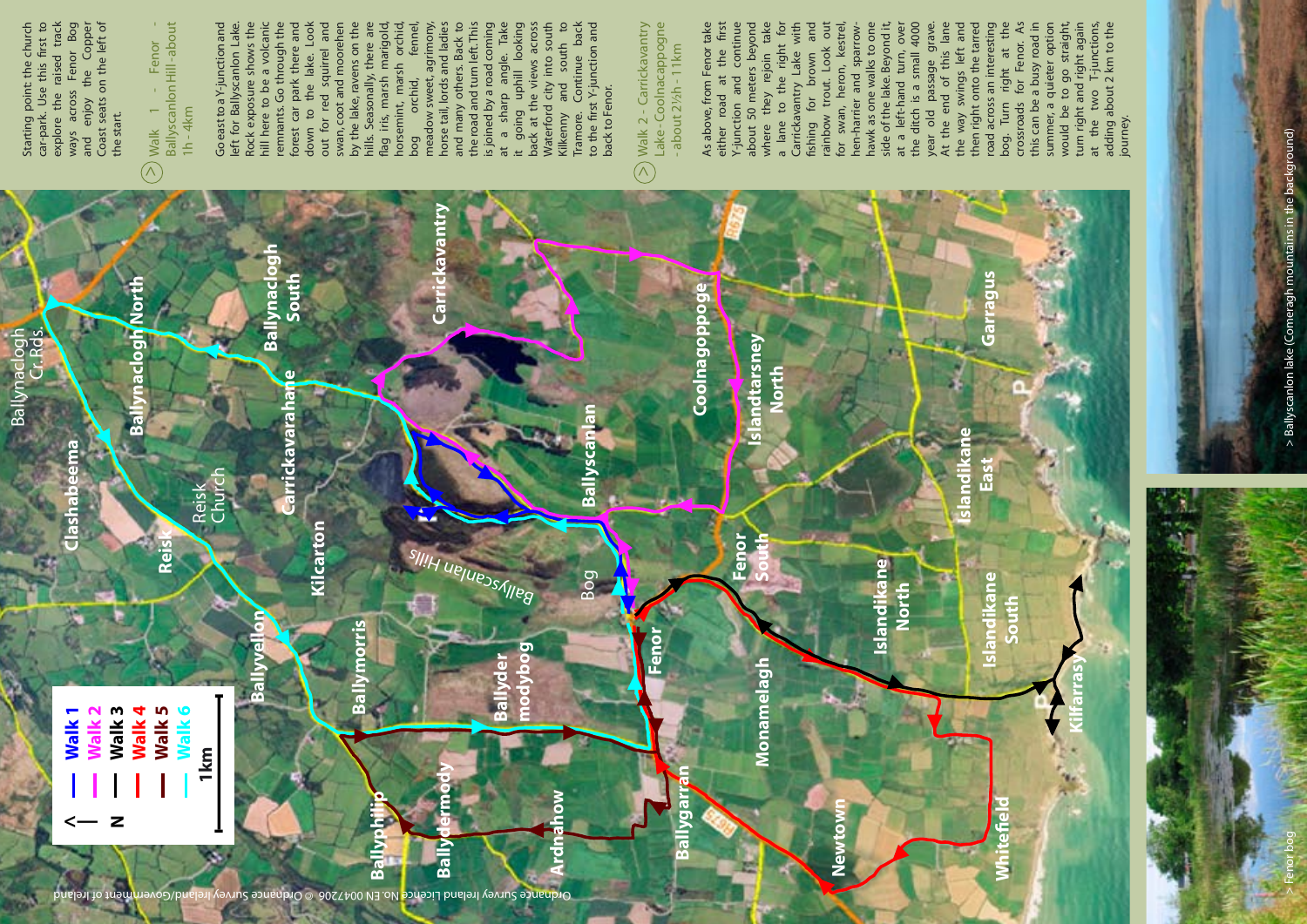Starting point the church car-park. Use this first to explore the raised track ways across Fenor Bog and enjoy the Copper Coast seats on the left of the start.

## Walk 1 - Fenor - Ballyscanlon Hill - about 1h - 4km

Go east to a Y-junction and left for Ballyscanlon Lake. Rock exposure shows the hill here to be a volcanic remnants. Go through the forest car park there and down to the lake. Look out for red squirrel and swan, coot and moorehen by the lake, ravens on the hills. Seasonally, there are flag iris, marsh marigold, horsemint, marsh orchid, bog orchid, fennel, meadow sweet, agrimony, horse tail, lords and ladies and many others. Back to the road and turn left. This is joined by a road coming at a sharp angle. Take it going uphill looking back at the views across Waterford city into south Kilkenny and south to Tramore. Continue back to the first Y-junction and back to Fenor.

## Walk 2 - Carrickavantry Lake - Coolnacappogne - about 2½h - 11km

As above, from Fenor take either road at the first Y-junction and continue about 50 meters beyond where they rejoin take a lane to the right for Carrickavantry Lake with fishing for brown and rainbow trout. Look out for swan, heron, kestrel, hen-harrier and sparrow-hawk as one walks to one side of the lake. Beyond it, at a left-hand turn, over the ditch is a small 4000 year old passage grave. At the end of this lane the way swings left and then right onto the tarred road across an interesting bog. Turn right at the crossroads for Fenor. As this can be a busy road in summer, a quieter option would be to go straight, turn right and right again at the two T-junctions, adding about 2 km to the journey.

Ballynaclogh Cr.Rds.
Clashabeema
Reisk
Reisk Church
Ballynaclogh North
Ballynaclogh South
Carrickavarahane
Carrickavantry
Kilcarton
Ballyscanlan Hills
Ballyscanlan
Bog
Ballyvellon
Ballymorris
Ballyder modybog
Fenor
Fenor South
Coolnagoppoge
Islandtarsney North
Garragus
Islandikane East
Islandikane North
Islandikane South
Monamelagh
Ballyphilip
Ballydermody
Ardnahow
Ballygarran
Newtown
Whitefield
Kilfarrasy
R675

N
Walk 1
Walk 2
Walk 3
Walk 4
Walk 5
Walk 6
1km

Ordnance Survey Ireland Licence No. EN 0047206 © Ordnance Survey Ireland/Government of Ireland

> Ballyscanlon lake (Comeragh mountains in the background)

> Fenor bog